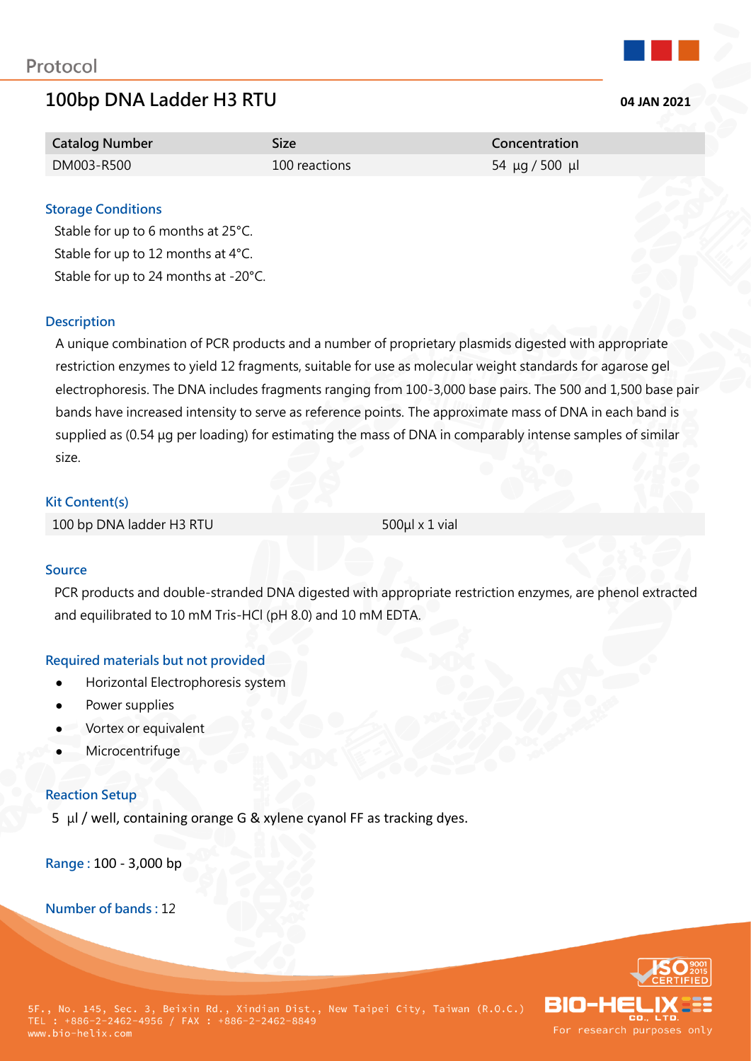Protocol

# 100bp DNA Ladder H3 RTU

**04 JAN 2021**

| Catalog Number | Size | Concentration |
| --- | --- | --- |
| DM003-R500 | 100 reactions | 54 µg / 500 µl |

## Storage Conditions

Stable for up to 6 months at 25°C.
Stable for up to 12 months at 4°C.
Stable for up to 24 months at -20°C.

## Description

A unique combination of PCR products and a number of proprietary plasmids digested with appropriate restriction enzymes to yield 12 fragments, suitable for use as molecular weight standards for agarose gel electrophoresis. The DNA includes fragments ranging from 100-3,000 base pairs. The 500 and 1,500 base pair bands have increased intensity to serve as reference points. The approximate mass of DNA in each band is supplied as (0.54 µg per loading) for estimating the mass of DNA in comparably intense samples of similar size.

## Kit Content(s)

| 100 bp DNA ladder H3 RTU | 500µl x 1 vial |
| --- | --- |

## Source

PCR products and double-stranded DNA digested with appropriate restriction enzymes, are phenol extracted and equilibrated to 10 mM Tris-HCl (pH 8.0) and 10 mM EDTA.

## Required materials but not provided

- Horizontal Electrophoresis system
- Power supplies
- Vortex or equivalent
- Microcentrifuge

## Reaction Setup

5 µl / well, containing orange G & xylene cyanol FF as tracking dyes.

**Range :** 100 - 3,000 bp

**Number of bands :** 12

5F., No. 145, Sec. 3, Beixin Rd., Xindian Dist., New Taipei City, Taiwan (R.O.C.)
TEL : +886-2-2462-4956 / FAX : +886-2-2462-8849
www.bio-helix.com

BIO-HELIX CO., LTD.
For research purposes only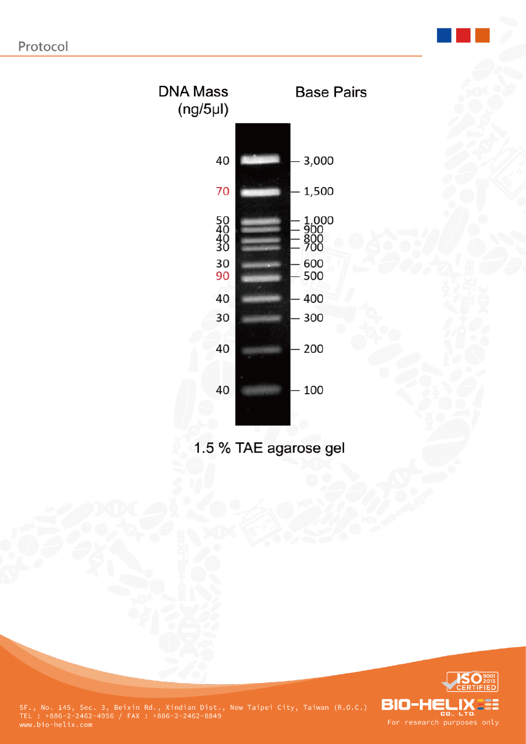DNA Mass (ng/5μl)

Base Pairs

40 — 3,000

70 — 1,500

50 — 1,000

40 — 900

40 — 800

30 — 700

30 — 600

90 — 500

40 — 400

30 — 300

40 — 200

40 — 100

1.5 % TAE agarose gel

5F., No. 145, Sec. 3, Beixin Rd., Xindian Dist., New Taipei City, Taiwan (R.O.C.)
TEL : +886-2-2462-4956 / FAX : +886-2-2462-8849
www.bio-helix.com

For research purposes only